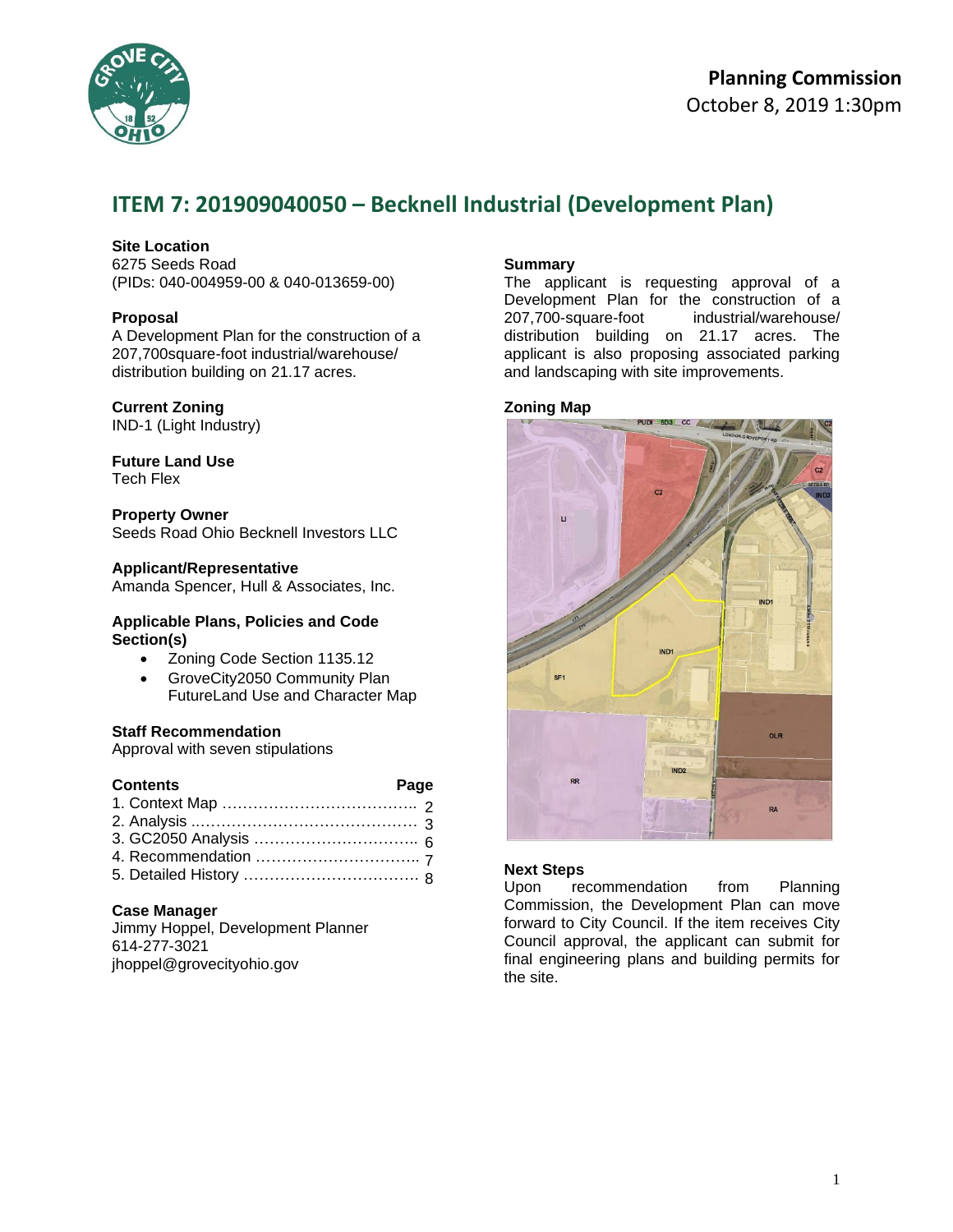# Planning Commission

October 8, 2019 1:30pm

## ITEM 7: 201909040050 – Becknell Industrial (Development Plan)

**Site Location**
6275 Seeds Road
(PIDs: 040-004959-00 & 040-013659-00)

**Proposal**
A Development Plan for the construction of a 207,700square-foot industrial/warehouse/ distribution building on 21.17 acres.

**Current Zoning**
IND-1 (Light Industry)

**Future Land Use**
Tech Flex

**Property Owner**
Seeds Road Ohio Becknell Investors LLC

**Applicant/Representative**
Amanda Spencer, Hull & Associates, Inc.

**Applicable Plans, Policies and Code Section(s)**

- Zoning Code Section 1135.12
- GroveCity2050 Community Plan FutureLand Use and Character Map

**Staff Recommendation**
Approval with seven stipulations

| Contents | Page |
|---|---|
| 1. Context Map | 2 |
| 2. Analysis | 3 |
| 3. GC2050 Analysis | 6 |
| 4. Recommendation | 7 |
| 5. Detailed History | 8 |

**Case Manager**
Jimmy Hoppel, Development Planner
614-277-3021
jhoppel@grovecityohio.gov

**Summary**
The applicant is requesting approval of a Development Plan for the construction of a 207,700-square-foot industrial/warehouse/ distribution building on 21.17 acres. The applicant is also proposing associated parking and landscaping with site improvements.

**Zoning Map**

**Next Steps**
Upon recommendation from Planning Commission, the Development Plan can move forward to City Council. If the item receives City Council approval, the applicant can submit for final engineering plans and building permits for the site.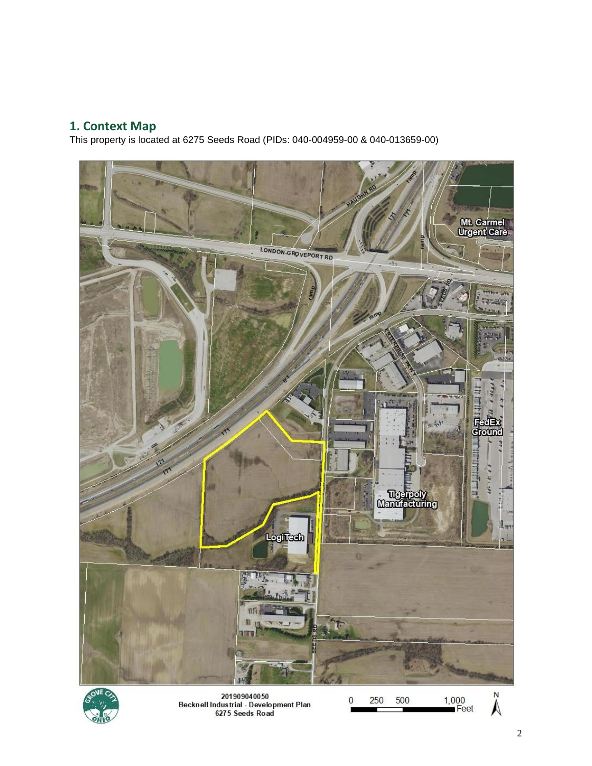## 1. Context Map

This property is located at 6275 Seeds Road (PIDs: 040-004959-00 & 040-013659-00)

201909040050
Becknell Industrial - Development Plan
6275 Seeds Road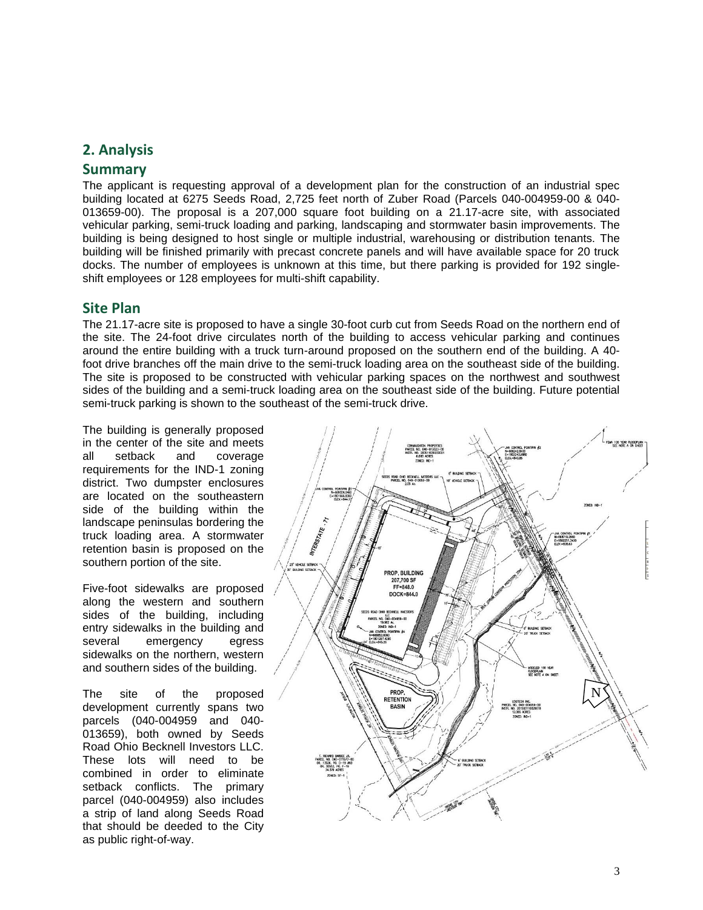## 2. Analysis

### Summary

The applicant is requesting approval of a development plan for the construction of an industrial spec building located at 6275 Seeds Road, 2,725 feet north of Zuber Road (Parcels 040-004959-00 & 040-013659-00). The proposal is a 207,000 square foot building on a 21.17-acre site, with associated vehicular parking, semi-truck loading and parking, landscaping and stormwater basin improvements. The building is being designed to host single or multiple industrial, warehousing or distribution tenants. The building will be finished primarily with precast concrete panels and will have available space for 20 truck docks. The number of employees is unknown at this time, but there parking is provided for 192 single-shift employees or 128 employees for multi-shift capability.

### Site Plan

The 21.17-acre site is proposed to have a single 30-foot curb cut from Seeds Road on the northern end of the site. The 24-foot drive circulates north of the building to access vehicular parking and continues around the entire building with a truck turn-around proposed on the southern end of the building. A 40-foot drive branches off the main drive to the semi-truck loading area on the southeast side of the building. The site is proposed to be constructed with vehicular parking spaces on the northwest and southwest sides of the building and a semi-truck loading area on the southeast side of the building. Future potential semi-truck parking is shown to the southeast of the semi-truck drive.

The building is generally proposed in the center of the site and meets all setback and coverage requirements for the IND-1 zoning district. Two dumpster enclosures are located on the southeastern side of the building within the landscape peninsulas bordering the truck loading area. A stormwater retention basin is proposed on the southern portion of the site.

Five-foot sidewalks are proposed along the western and southern sides of the building, including entry sidewalks in the building and several emergency egress sidewalks on the northern, western and southern sides of the building.

The site of the proposed development currently spans two parcels (040-004959 and 040-013659), both owned by Seeds Road Ohio Becknell Investors LLC. These lots will need to be combined in order to eliminate setback conflicts. The primary parcel (040-004959) also includes a strip of land along Seeds Road that should be deeded to the City as public right-of-way.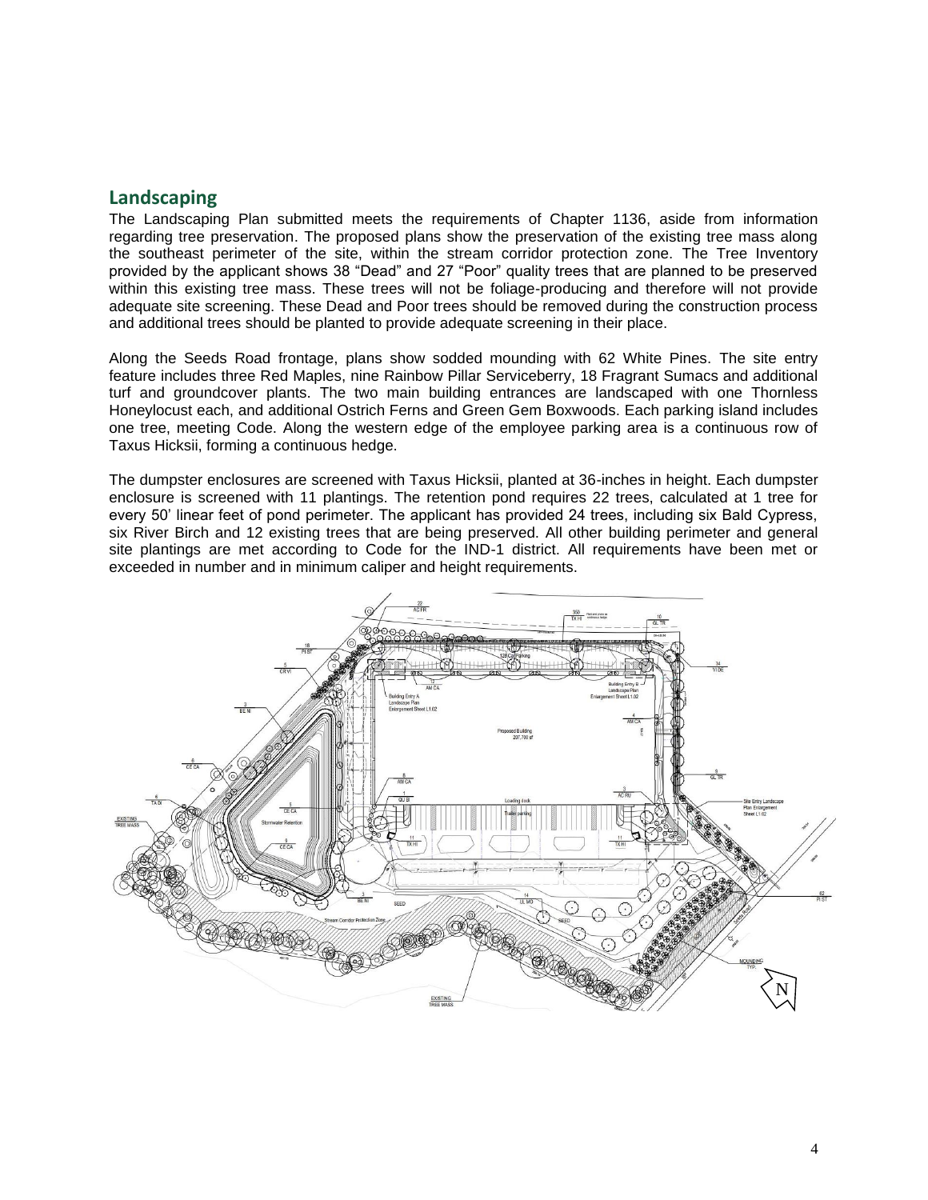## Landscaping

The Landscaping Plan submitted meets the requirements of Chapter 1136, aside from information regarding tree preservation. The proposed plans show the preservation of the existing tree mass along the southeast perimeter of the site, within the stream corridor protection zone. The Tree Inventory provided by the applicant shows 38 "Dead" and 27 "Poor" quality trees that are planned to be preserved within this existing tree mass. These trees will not be foliage-producing and therefore will not provide adequate site screening. These Dead and Poor trees should be removed during the construction process and additional trees should be planted to provide adequate screening in their place.

Along the Seeds Road frontage, plans show sodded mounding with 62 White Pines. The site entry feature includes three Red Maples, nine Rainbow Pillar Serviceberry, 18 Fragrant Sumacs and additional turf and groundcover plants. The two main building entrances are landscaped with one Thornless Honeylocust each, and additional Ostrich Ferns and Green Gem Boxwoods. Each parking island includes one tree, meeting Code. Along the western edge of the employee parking area is a continuous row of Taxus Hicksii, forming a continuous hedge.

The dumpster enclosures are screened with Taxus Hicksii, planted at 36-inches in height. Each dumpster enclosure is screened with 11 plantings. The retention pond requires 22 trees, calculated at 1 tree for every 50' linear feet of pond perimeter. The applicant has provided 24 trees, including six Bald Cypress, six River Birch and 12 existing trees that are being preserved. All other building perimeter and general site plantings are met according to Code for the IND-1 district. All requirements have been met or exceeded in number and in minimum caliper and height requirements.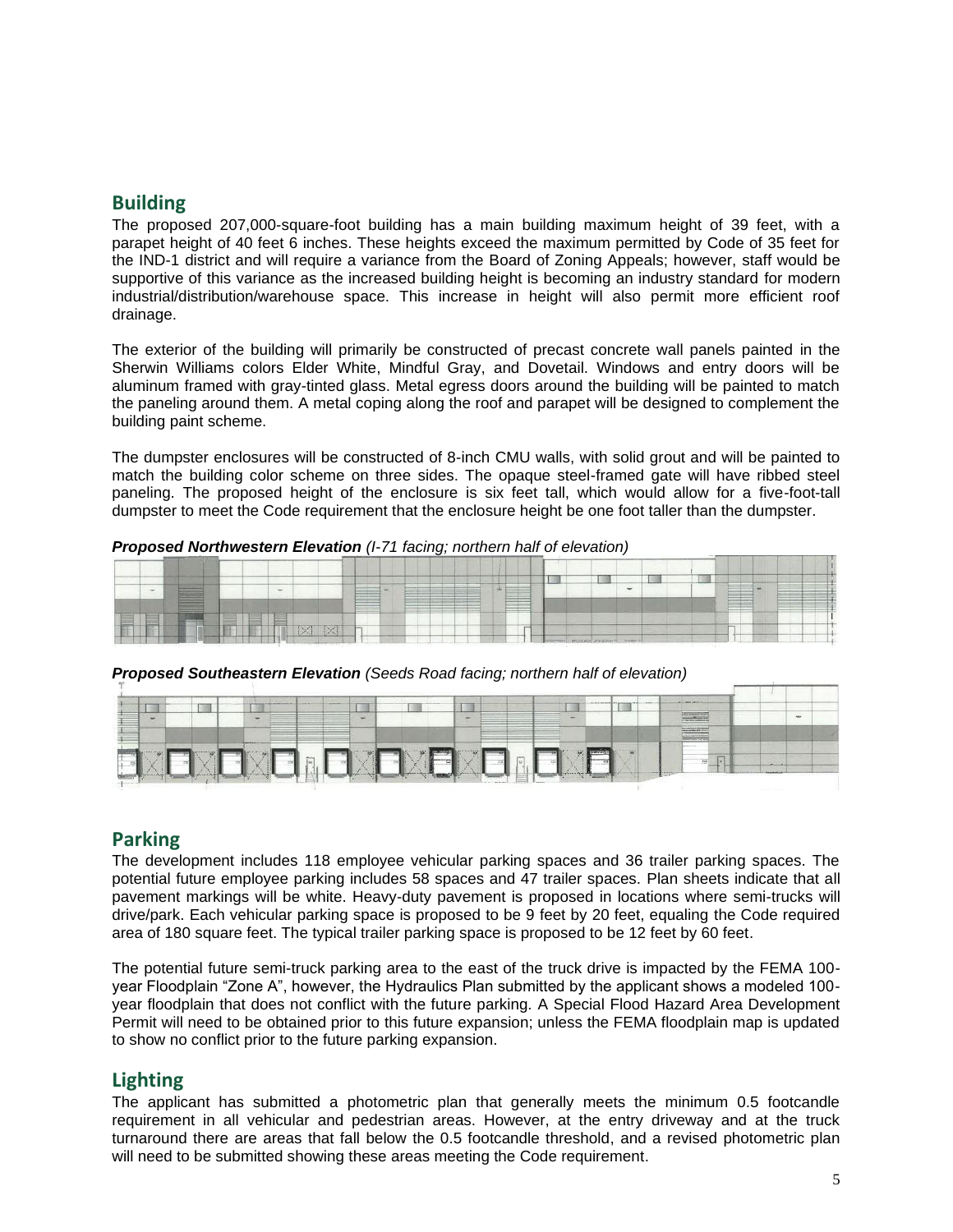## Building

The proposed 207,000-square-foot building has a main building maximum height of 39 feet, with a parapet height of 40 feet 6 inches. These heights exceed the maximum permitted by Code of 35 feet for the IND-1 district and will require a variance from the Board of Zoning Appeals; however, staff would be supportive of this variance as the increased building height is becoming an industry standard for modern industrial/distribution/warehouse space. This increase in height will also permit more efficient roof drainage.

The exterior of the building will primarily be constructed of precast concrete wall panels painted in the Sherwin Williams colors Elder White, Mindful Gray, and Dovetail. Windows and entry doors will be aluminum framed with gray-tinted glass. Metal egress doors around the building will be painted to match the paneling around them. A metal coping along the roof and parapet will be designed to complement the building paint scheme.

The dumpster enclosures will be constructed of 8-inch CMU walls, with solid grout and will be painted to match the building color scheme on three sides. The opaque steel-framed gate will have ribbed steel paneling. The proposed height of the enclosure is six feet tall, which would allow for a five-foot-tall dumpster to meet the Code requirement that the enclosure height be one foot taller than the dumpster.

***Proposed Northwestern Elevation*** *(I-71 facing; northern half of elevation)*

***Proposed Southeastern Elevation*** *(Seeds Road facing; northern half of elevation)*

## Parking

The development includes 118 employee vehicular parking spaces and 36 trailer parking spaces. The potential future employee parking includes 58 spaces and 47 trailer spaces. Plan sheets indicate that all pavement markings will be white. Heavy-duty pavement is proposed in locations where semi-trucks will drive/park. Each vehicular parking space is proposed to be 9 feet by 20 feet, equaling the Code required area of 180 square feet. The typical trailer parking space is proposed to be 12 feet by 60 feet.

The potential future semi-truck parking area to the east of the truck drive is impacted by the FEMA 100-year Floodplain "Zone A", however, the Hydraulics Plan submitted by the applicant shows a modeled 100-year floodplain that does not conflict with the future parking. A Special Flood Hazard Area Development Permit will need to be obtained prior to this future expansion; unless the FEMA floodplain map is updated to show no conflict prior to the future parking expansion.

## Lighting

The applicant has submitted a photometric plan that generally meets the minimum 0.5 footcandle requirement in all vehicular and pedestrian areas. However, at the entry driveway and at the truck turnaround there are areas that fall below the 0.5 footcandle threshold, and a revised photometric plan will need to be submitted showing these areas meeting the Code requirement.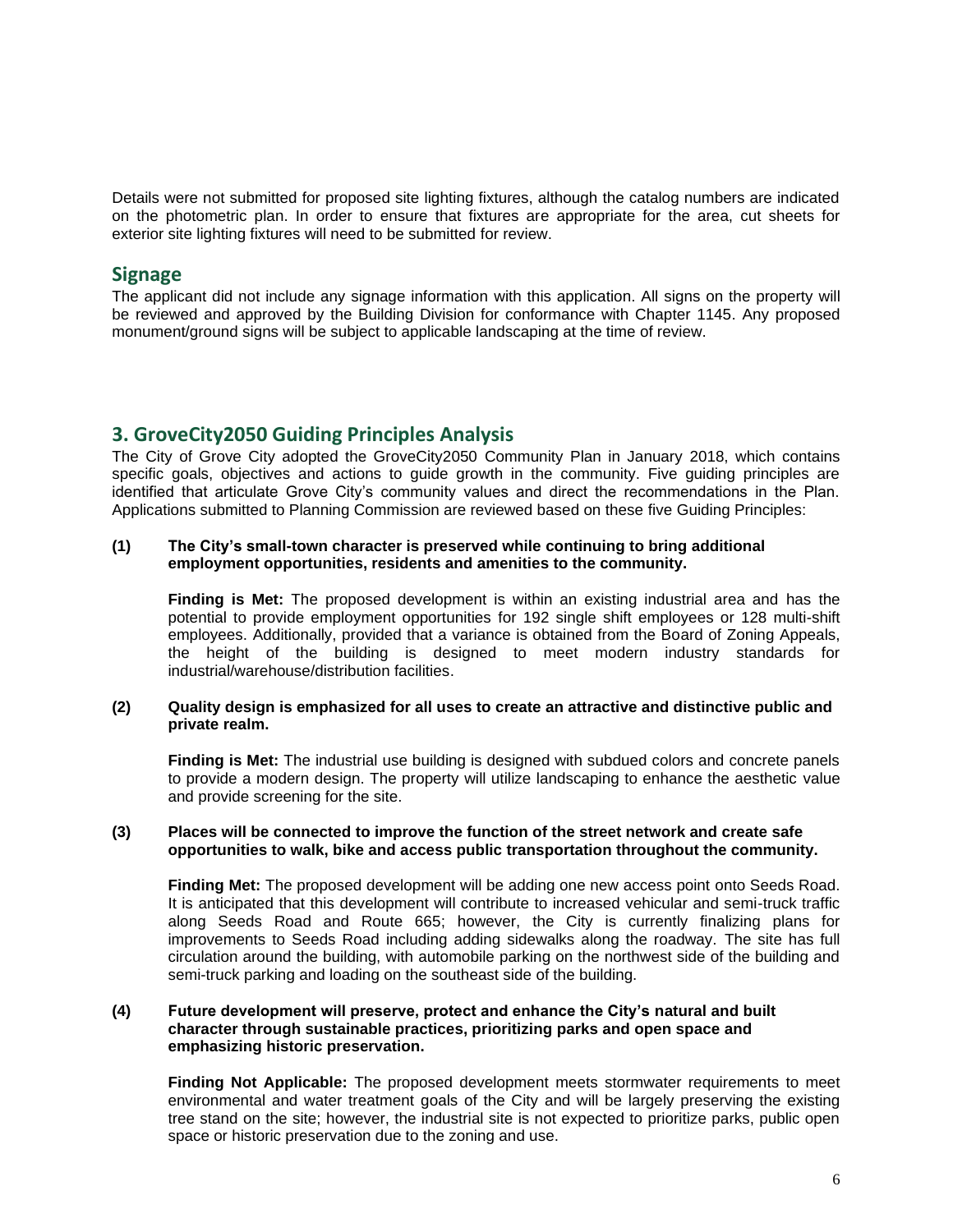Details were not submitted for proposed site lighting fixtures, although the catalog numbers are indicated on the photometric plan. In order to ensure that fixtures are appropriate for the area, cut sheets for exterior site lighting fixtures will need to be submitted for review.

## Signage

The applicant did not include any signage information with this application. All signs on the property will be reviewed and approved by the Building Division for conformance with Chapter 1145. Any proposed monument/ground signs will be subject to applicable landscaping at the time of review.

## 3. GroveCity2050 Guiding Principles Analysis

The City of Grove City adopted the GroveCity2050 Community Plan in January 2018, which contains specific goals, objectives and actions to guide growth in the community. Five guiding principles are identified that articulate Grove City's community values and direct the recommendations in the Plan. Applications submitted to Planning Commission are reviewed based on these five Guiding Principles:

**(1) The City's small-town character is preserved while continuing to bring additional employment opportunities, residents and amenities to the community.**

**Finding is Met:** The proposed development is within an existing industrial area and has the potential to provide employment opportunities for 192 single shift employees or 128 multi-shift employees. Additionally, provided that a variance is obtained from the Board of Zoning Appeals, the height of the building is designed to meet modern industry standards for industrial/warehouse/distribution facilities.

**(2) Quality design is emphasized for all uses to create an attractive and distinctive public and private realm.**

**Finding is Met:** The industrial use building is designed with subdued colors and concrete panels to provide a modern design. The property will utilize landscaping to enhance the aesthetic value and provide screening for the site.

**(3) Places will be connected to improve the function of the street network and create safe opportunities to walk, bike and access public transportation throughout the community.**

**Finding Met:** The proposed development will be adding one new access point onto Seeds Road. It is anticipated that this development will contribute to increased vehicular and semi-truck traffic along Seeds Road and Route 665; however, the City is currently finalizing plans for improvements to Seeds Road including adding sidewalks along the roadway. The site has full circulation around the building, with automobile parking on the northwest side of the building and semi-truck parking and loading on the southeast side of the building.

**(4) Future development will preserve, protect and enhance the City's natural and built character through sustainable practices, prioritizing parks and open space and emphasizing historic preservation.**

**Finding Not Applicable:** The proposed development meets stormwater requirements to meet environmental and water treatment goals of the City and will be largely preserving the existing tree stand on the site; however, the industrial site is not expected to prioritize parks, public open space or historic preservation due to the zoning and use.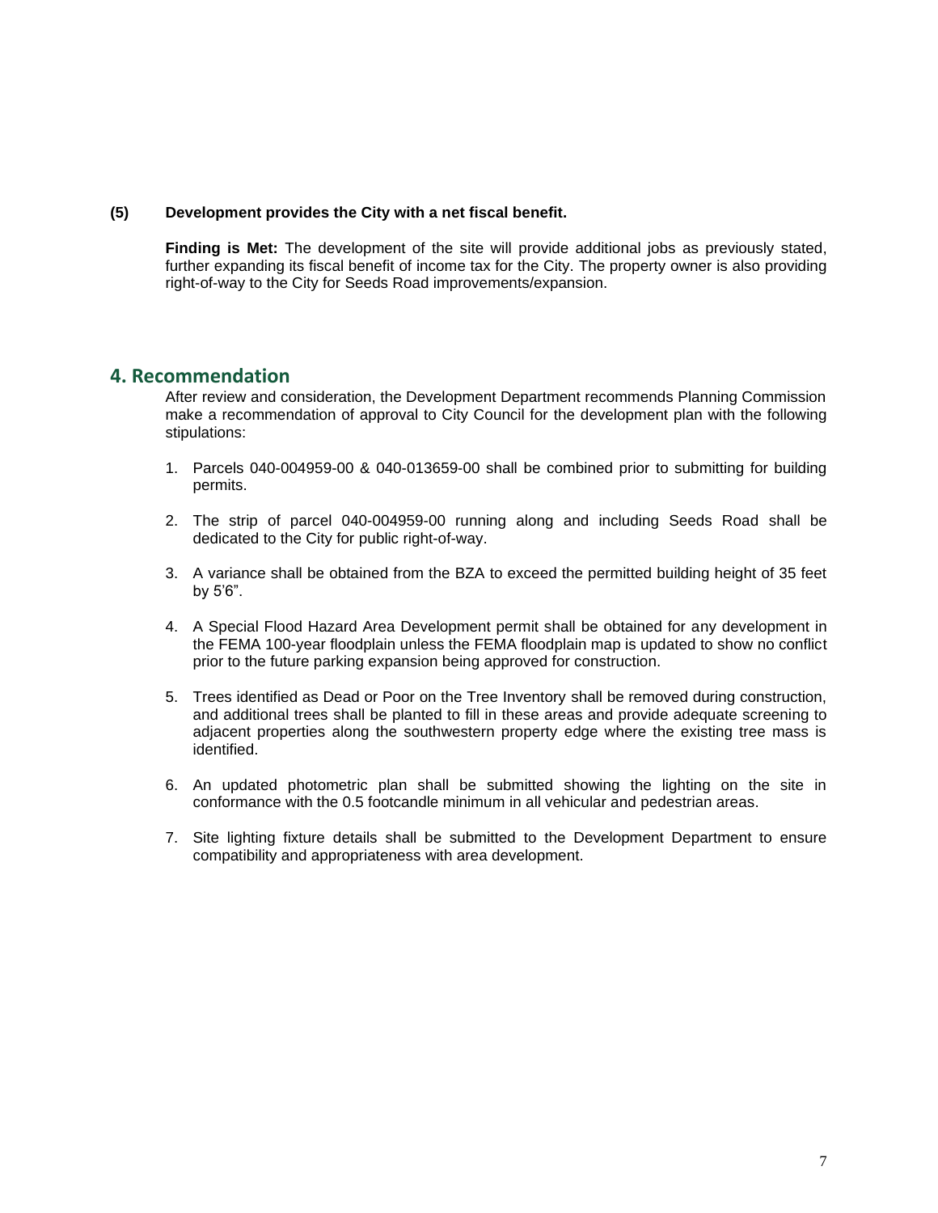**(5) Development provides the City with a net fiscal benefit.**

**Finding is Met:** The development of the site will provide additional jobs as previously stated, further expanding its fiscal benefit of income tax for the City. The property owner is also providing right-of-way to the City for Seeds Road improvements/expansion.

## 4. Recommendation

After review and consideration, the Development Department recommends Planning Commission make a recommendation of approval to City Council for the development plan with the following stipulations:

1. Parcels 040-004959-00 & 040-013659-00 shall be combined prior to submitting for building permits.
2. The strip of parcel 040-004959-00 running along and including Seeds Road shall be dedicated to the City for public right-of-way.
3. A variance shall be obtained from the BZA to exceed the permitted building height of 35 feet by 5'6".
4. A Special Flood Hazard Area Development permit shall be obtained for any development in the FEMA 100-year floodplain unless the FEMA floodplain map is updated to show no conflict prior to the future parking expansion being approved for construction.
5. Trees identified as Dead or Poor on the Tree Inventory shall be removed during construction, and additional trees shall be planted to fill in these areas and provide adequate screening to adjacent properties along the southwestern property edge where the existing tree mass is identified.
6. An updated photometric plan shall be submitted showing the lighting on the site in conformance with the 0.5 footcandle minimum in all vehicular and pedestrian areas.
7. Site lighting fixture details shall be submitted to the Development Department to ensure compatibility and appropriateness with area development.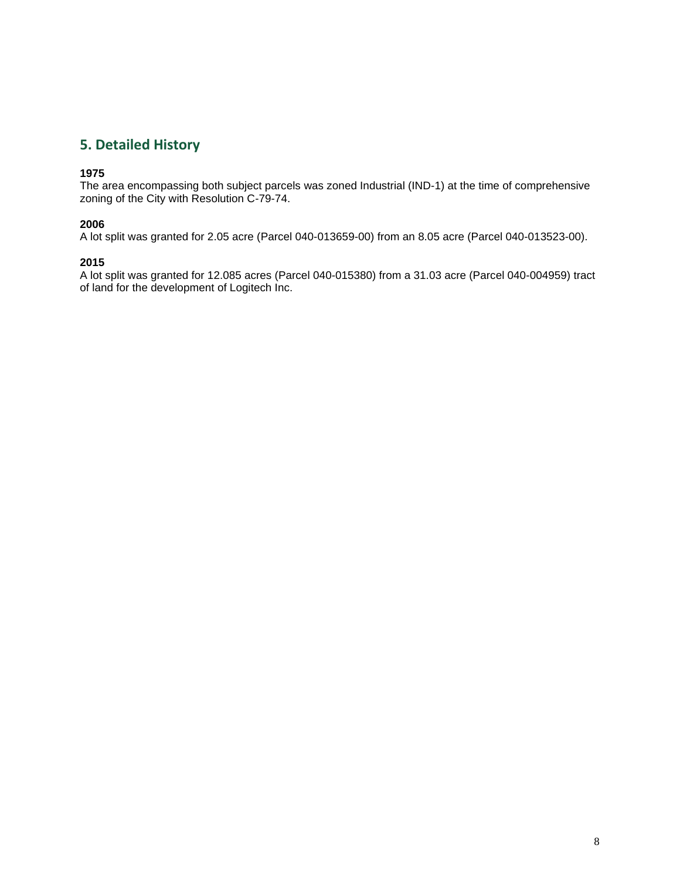## 5. Detailed History

**1975**
The area encompassing both subject parcels was zoned Industrial (IND-1) at the time of comprehensive zoning of the City with Resolution C-79-74.

**2006**
A lot split was granted for 2.05 acre (Parcel 040-013659-00) from an 8.05 acre (Parcel 040-013523-00).

**2015**
A lot split was granted for 12.085 acres (Parcel 040-015380) from a 31.03 acre (Parcel 040-004959) tract of land for the development of Logitech Inc.